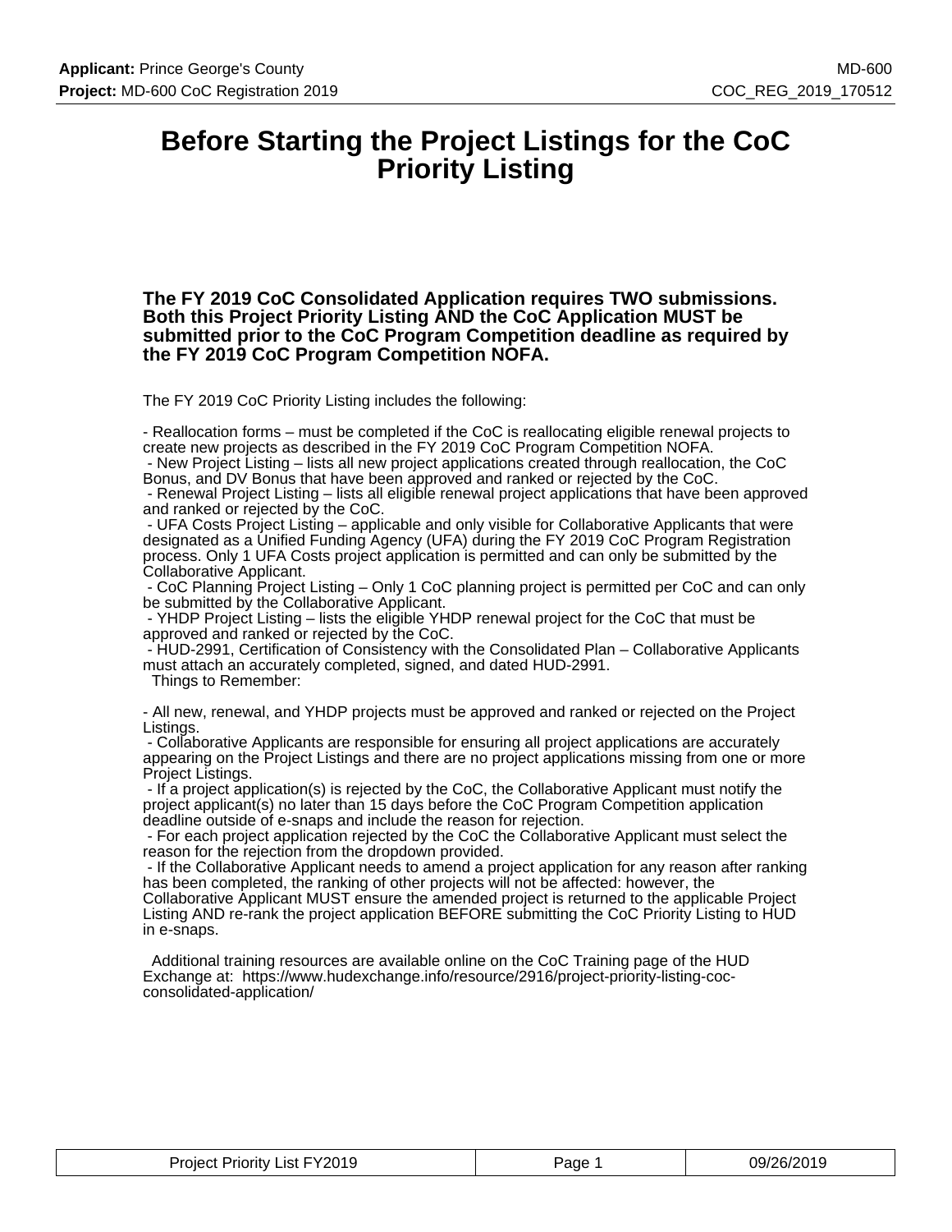# Before Starting the Project Listings for the CoC Priority Listing

**The FY 2019 CoC Consolidated Application requires TWO submissions. Both this Project Priority Listing AND the CoC Application MUST be submitted prior to the CoC Program Competition deadline as required by the FY 2019 CoC Program Competition NOFA.**

The FY 2019 CoC Priority Listing includes the following:

- Reallocation forms – must be completed if the CoC is reallocating eligible renewal projects to create new projects as described in the FY 2019 CoC Program Competition NOFA.
- New Project Listing – lists all new project applications created through reallocation, the CoC Bonus, and DV Bonus that have been approved and ranked or rejected by the CoC.
- Renewal Project Listing – lists all eligible renewal project applications that have been approved and ranked or rejected by the CoC.
- UFA Costs Project Listing – applicable and only visible for Collaborative Applicants that were designated as a Unified Funding Agency (UFA) during the FY 2019 CoC Program Registration process. Only 1 UFA Costs project application is permitted and can only be submitted by the Collaborative Applicant.
- CoC Planning Project Listing – Only 1 CoC planning project is permitted per CoC and can only be submitted by the Collaborative Applicant.
- YHDP Project Listing – lists the eligible YHDP renewal project for the CoC that must be approved and ranked or rejected by the CoC.
- HUD-2991, Certification of Consistency with the Consolidated Plan – Collaborative Applicants must attach an accurately completed, signed, and dated HUD-2991.

Things to Remember:

- All new, renewal, and YHDP projects must be approved and ranked or rejected on the Project Listings.
- Collaborative Applicants are responsible for ensuring all project applications are accurately appearing on the Project Listings and there are no project applications missing from one or more Project Listings.
- If a project application(s) is rejected by the CoC, the Collaborative Applicant must notify the project applicant(s) no later than 15 days before the CoC Program Competition application deadline outside of e-snaps and include the reason for rejection.
- For each project application rejected by the CoC the Collaborative Applicant must select the reason for the rejection from the dropdown provided.
- If the Collaborative Applicant needs to amend a project application for any reason after ranking has been completed, the ranking of other projects will not be affected: however, the Collaborative Applicant MUST ensure the amended project is returned to the applicable Project Listing AND re-rank the project application BEFORE submitting the CoC Priority Listing to HUD in e-snaps.

Additional training resources are available online on the CoC Training page of the HUD Exchange at: https://www.hudexchange.info/resource/2916/project-priority-listing-coc-consolidated-application/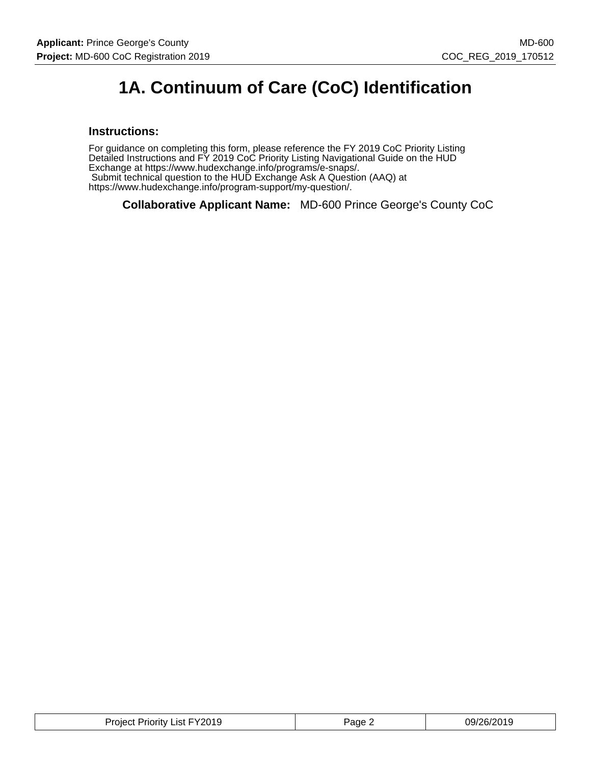# 1A. Continuum of Care (CoC) Identification

### Instructions:

For guidance on completing this form, please reference the FY 2019 CoC Priority Listing Detailed Instructions and FY 2019 CoC Priority Listing Navigational Guide on the HUD Exchange at https://www.hudexchange.info/programs/e-snaps/.
Submit technical question to the HUD Exchange Ask A Question (AAQ) at https://www.hudexchange.info/program-support/my-question/.

**Collaborative Applicant Name:** MD-600 Prince George's County CoC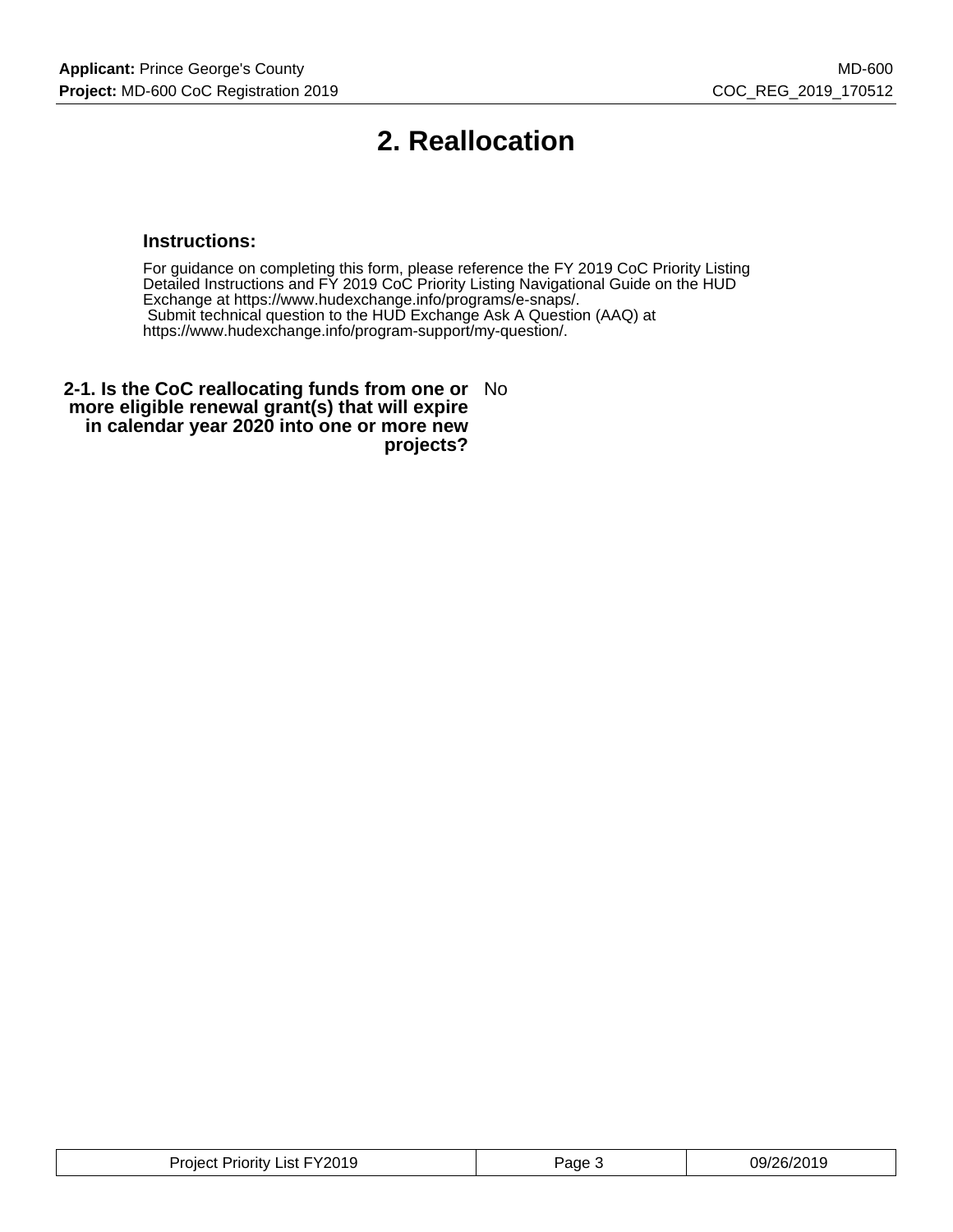# 2. Reallocation

### Instructions:

For guidance on completing this form, please reference the FY 2019 CoC Priority Listing Detailed Instructions and FY 2019 CoC Priority Listing Navigational Guide on the HUD Exchange at https://www.hudexchange.info/programs/e-snaps/.
Submit technical question to the HUD Exchange Ask A Question (AAQ) at https://www.hudexchange.info/program-support/my-question/.

**2-1. Is the CoC reallocating funds from one or more eligible renewal grant(s) that will expire in calendar year 2020 into one or more new projects?** No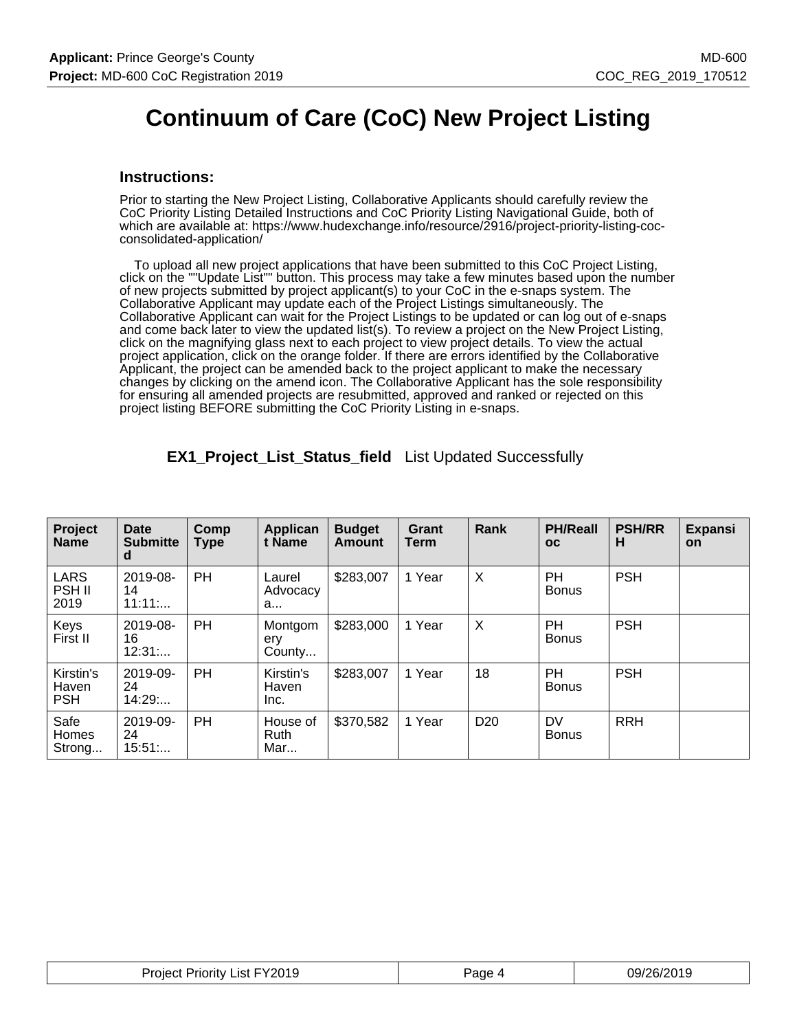# Continuum of Care (CoC) New Project Listing

### Instructions:

Prior to starting the New Project Listing, Collaborative Applicants should carefully review the CoC Priority Listing Detailed Instructions and CoC Priority Listing Navigational Guide, both of which are available at: https://www.hudexchange.info/resource/2916/project-priority-listing-coc-consolidated-application/

To upload all new project applications that have been submitted to this CoC Project Listing, click on the ""Update List"" button. This process may take a few minutes based upon the number of new projects submitted by project applicant(s) to your CoC in the e-snaps system. The Collaborative Applicant may update each of the Project Listings simultaneously. The Collaborative Applicant can wait for the Project Listings to be updated or can log out of e-snaps and come back later to view the updated list(s). To review a project on the New Project Listing, click on the magnifying glass next to each project to view project details. To view the actual project application, click on the orange folder. If there are errors identified by the Collaborative Applicant, the project can be amended back to the project applicant to make the necessary changes by clicking on the amend icon. The Collaborative Applicant has the sole responsibility for ensuring all amended projects are resubmitted, approved and ranked or rejected on this project listing BEFORE submitting the CoC Priority Listing in e-snaps.

**EX1_Project_List_Status_field** List Updated Successfully

| Project Name | Date Submitted | Comp Type | Applicant Name | Budget Amount | Grant Term | Rank | PH/Realloc | PSH/RRH | Expansion |
|---|---|---|---|---|---|---|---|---|---|
| LARS PSH II 2019 | 2019-08-14 11:11:... | PH | Laurel Advocacy a... | $283,007 | 1 Year | X | PH Bonus | PSH | |
| Keys First II | 2019-08-16 12:31:... | PH | Montgomery County... | $283,000 | 1 Year | X | PH Bonus | PSH | |
| Kirstin's Haven PSH | 2019-09-24 14:29:... | PH | Kirstin's Haven Inc. | $283,007 | 1 Year | 18 | PH Bonus | PSH | |
| Safe Homes Strong... | 2019-09-24 15:51:... | PH | House of Ruth Mar... | $370,582 | 1 Year | D20 | DV Bonus | RRH | |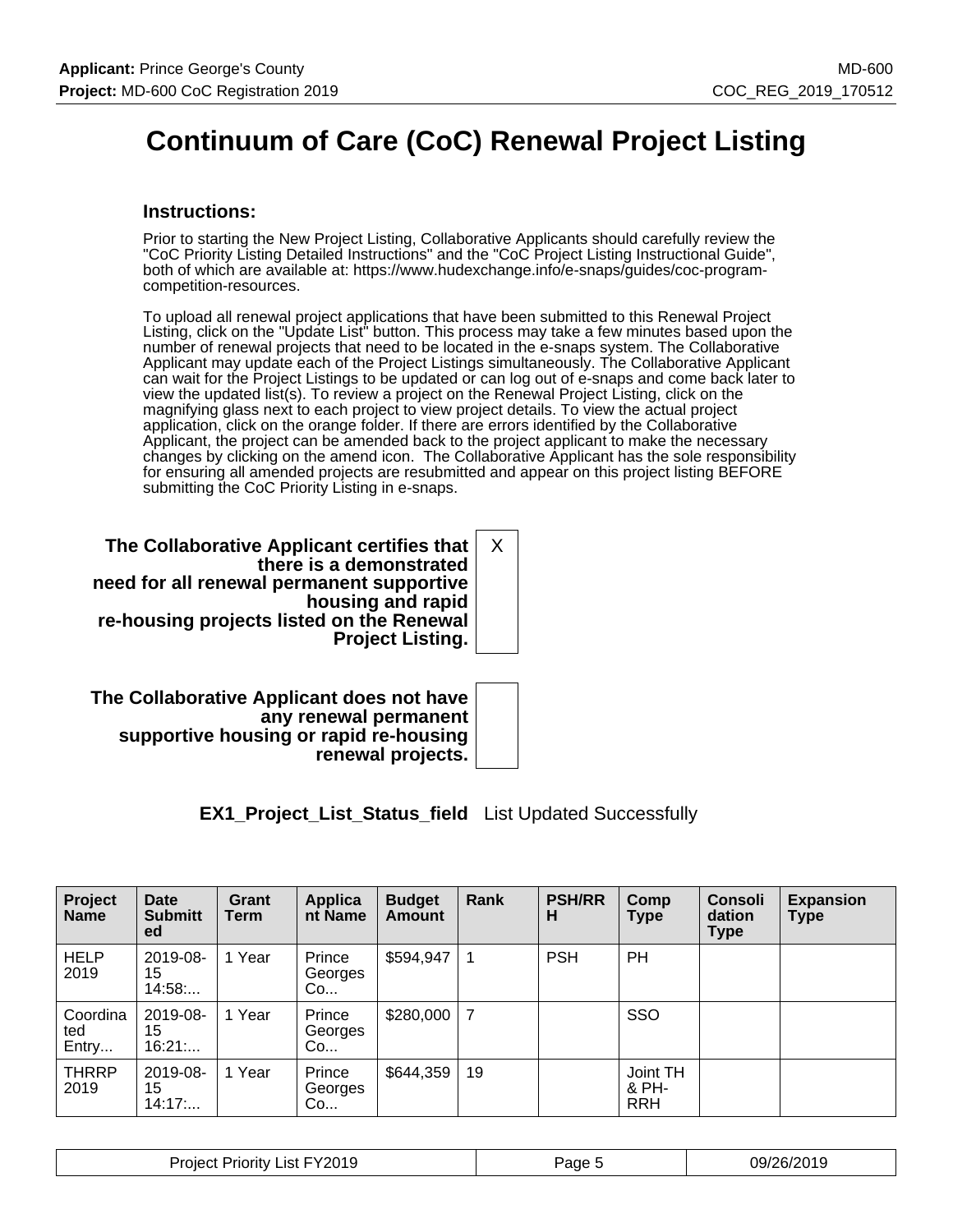# Continuum of Care (CoC) Renewal Project Listing

### Instructions:

Prior to starting the New Project Listing, Collaborative Applicants should carefully review the "CoC Priority Listing Detailed Instructions" and the "CoC Project Listing Instructional Guide", both of which are available at: https://www.hudexchange.info/e-snaps/guides/coc-program-competition-resources.

To upload all renewal project applications that have been submitted to this Renewal Project Listing, click on the "Update List" button. This process may take a few minutes based upon the number of renewal projects that need to be located in the e-snaps system. The Collaborative Applicant may update each of the Project Listings simultaneously. The Collaborative Applicant can wait for the Project Listings to be updated or can log out of e-snaps and come back later to view the updated list(s). To review a project on the Renewal Project Listing, click on the magnifying glass next to each project to view project details. To view the actual project application, click on the orange folder. If there are errors identified by the Collaborative Applicant, the project can be amended back to the project applicant to make the necessary changes by clicking on the amend icon. The Collaborative Applicant has the sole responsibility for ensuring all amended projects are resubmitted and appear on this project listing BEFORE submitting the CoC Priority Listing in e-snaps.

| | |
|---|---|
| **The Collaborative Applicant certifies that there is a demonstrated need for all renewal permanent supportive housing and rapid re-housing projects listed on the Renewal Project Listing.** | X |
| **The Collaborative Applicant does not have any renewal permanent supportive housing or rapid re-housing renewal projects.** | |

**EX1_Project_List_Status_field** List Updated Successfully

| Project Name | Date Submitted | Grant Term | Applicant Name | Budget Amount | Rank | PSH/RRH | Comp Type | Consolidation Type | Expansion Type |
|---|---|---|---|---|---|---|---|---|---|
| HELP 2019 | 2019-08-15 14:58:... | 1 Year | Prince Georges Co... | $594,947 | 1 | PSH | PH | | |
| Coordinated Entry... | 2019-08-15 16:21:... | 1 Year | Prince Georges Co... | $280,000 | 7 | | SSO | | |
| THRRP 2019 | 2019-08-15 14:17:... | 1 Year | Prince Georges Co... | $644,359 | 19 | | Joint TH & PH-RRH | | |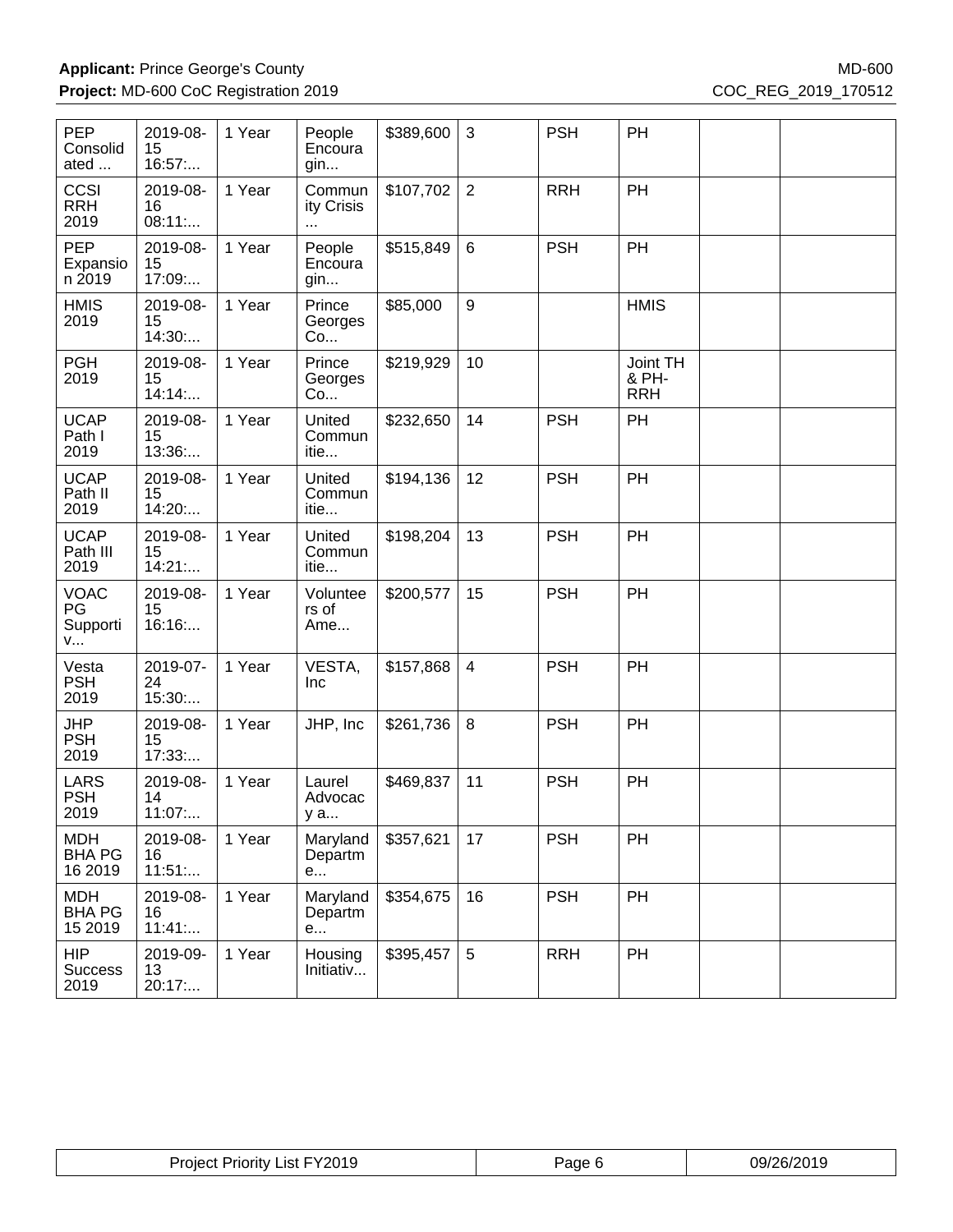| | | | | | | | | | |
|---|---|---|---|---|---|---|---|---|---|
| PEP Consolidated ... | 2019-08-15 16:57:... | 1 Year | People Encouragin... | $389,600 | 3 | PSH | PH | | |
| CCSI RRH 2019 | 2019-08-16 08:11:... | 1 Year | Community Crisis ... | $107,702 | 2 | RRH | PH | | |
| PEP Expansion 2019 | 2019-08-15 17:09:... | 1 Year | People Encouragin... | $515,849 | 6 | PSH | PH | | |
| HMIS 2019 | 2019-08-15 14:30:... | 1 Year | Prince Georges Co... | $85,000 | 9 | | HMIS | | |
| PGH 2019 | 2019-08-15 14:14:... | 1 Year | Prince Georges Co... | $219,929 | 10 | | Joint TH & PH-RRH | | |
| UCAP Path I 2019 | 2019-08-15 13:36:... | 1 Year | United Communitie... | $232,650 | 14 | PSH | PH | | |
| UCAP Path II 2019 | 2019-08-15 14:20:... | 1 Year | United Communitie... | $194,136 | 12 | PSH | PH | | |
| UCAP Path III 2019 | 2019-08-15 14:21:... | 1 Year | United Communitie... | $198,204 | 13 | PSH | PH | | |
| VOAC PG Supportiv... | 2019-08-15 16:16:... | 1 Year | Volunteers of Ame... | $200,577 | 15 | PSH | PH | | |
| Vesta PSH 2019 | 2019-07-24 15:30:... | 1 Year | VESTA, Inc | $157,868 | 4 | PSH | PH | | |
| JHP PSH 2019 | 2019-08-15 17:33:... | 1 Year | JHP, Inc | $261,736 | 8 | PSH | PH | | |
| LARS PSH 2019 | 2019-08-14 11:07:... | 1 Year | Laurel Advocacy a... | $469,837 | 11 | PSH | PH | | |
| MDH BHA PG 16 2019 | 2019-08-16 11:51:... | 1 Year | Maryland Departme... | $357,621 | 17 | PSH | PH | | |
| MDH BHA PG 15 2019 | 2019-08-16 11:41:... | 1 Year | Maryland Departme... | $354,675 | 16 | PSH | PH | | |
| HIP Success 2019 | 2019-09-13 20:17:... | 1 Year | Housing Initiativ... | $395,457 | 5 | RRH | PH | | |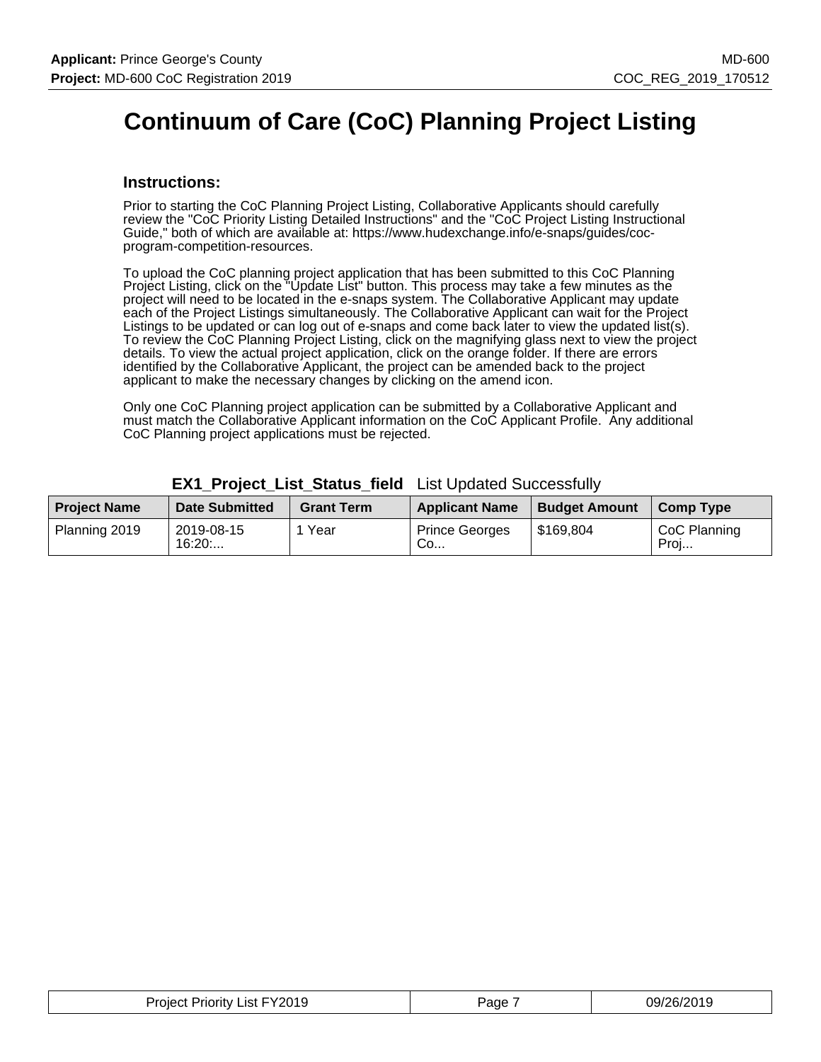# Continuum of Care (CoC) Planning Project Listing

## Instructions:

Prior to starting the CoC Planning Project Listing, Collaborative Applicants should carefully review the "CoC Priority Listing Detailed Instructions" and the "CoC Project Listing Instructional Guide," both of which are available at: https://www.hudexchange.info/e-snaps/guides/coc-program-competition-resources.

To upload the CoC planning project application that has been submitted to this CoC Planning Project Listing, click on the "Update List" button. This process may take a few minutes as the project will need to be located in the e-snaps system. The Collaborative Applicant may update each of the Project Listings simultaneously. The Collaborative Applicant can wait for the Project Listings to be updated or can log out of e-snaps and come back later to view the updated list(s). To review the CoC Planning Project Listing, click on the magnifying glass next to view the project details. To view the actual project application, click on the orange folder. If there are errors identified by the Collaborative Applicant, the project can be amended back to the project applicant to make the necessary changes by clicking on the amend icon.

Only one CoC Planning project application can be submitted by a Collaborative Applicant and must match the Collaborative Applicant information on the CoC Applicant Profile. Any additional CoC Planning project applications must be rejected.

**EX1_Project_List_Status_field** List Updated Successfully

| Project Name | Date Submitted | Grant Term | Applicant Name | Budget Amount | Comp Type |
|---|---|---|---|---|---|
| Planning 2019 | 2019-08-15 16:20:... | 1 Year | Prince Georges Co... | $169,804 | CoC Planning Proj... |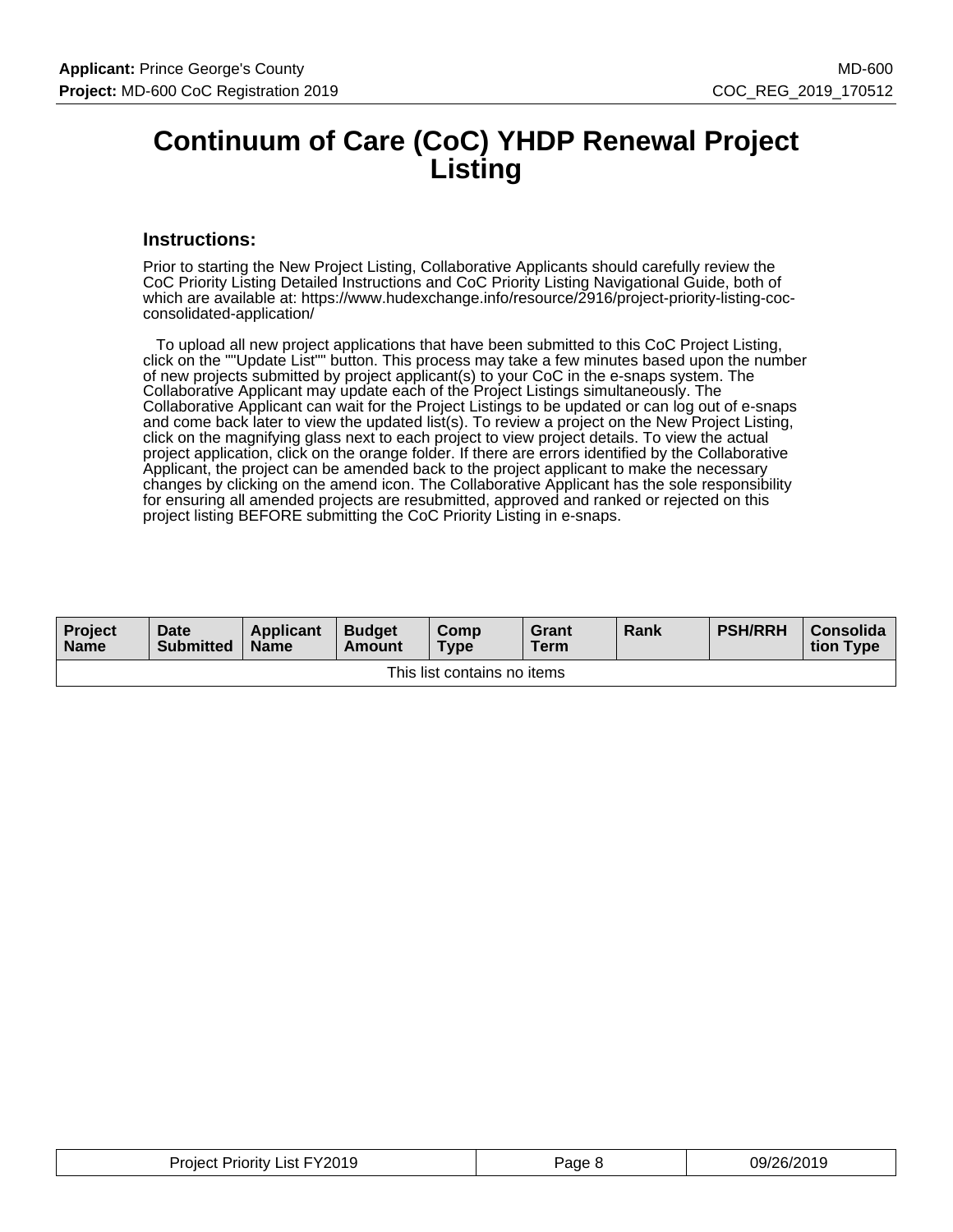# Continuum of Care (CoC) YHDP Renewal Project Listing

### Instructions:

Prior to starting the New Project Listing, Collaborative Applicants should carefully review the CoC Priority Listing Detailed Instructions and CoC Priority Listing Navigational Guide, both of which are available at: https://www.hudexchange.info/resource/2916/project-priority-listing-coc-consolidated-application/

To upload all new project applications that have been submitted to this CoC Project Listing, click on the ""Update List"" button. This process may take a few minutes based upon the number of new projects submitted by project applicant(s) to your CoC in the e-snaps system. The Collaborative Applicant may update each of the Project Listings simultaneously. The Collaborative Applicant can wait for the Project Listings to be updated or can log out of e-snaps and come back later to view the updated list(s). To review a project on the New Project Listing, click on the magnifying glass next to each project to view project details. To view the actual project application, click on the orange folder. If there are errors identified by the Collaborative Applicant, the project can be amended back to the project applicant to make the necessary changes by clicking on the amend icon. The Collaborative Applicant has the sole responsibility for ensuring all amended projects are resubmitted, approved and ranked or rejected on this project listing BEFORE submitting the CoC Priority Listing in e-snaps.

| Project Name | Date Submitted | Applicant Name | Budget Amount | Comp Type | Grant Term | Rank | PSH/RRH | Consolidation Type |
|---|---|---|---|---|---|---|---|---|
| This list contains no items | | | | | | | | |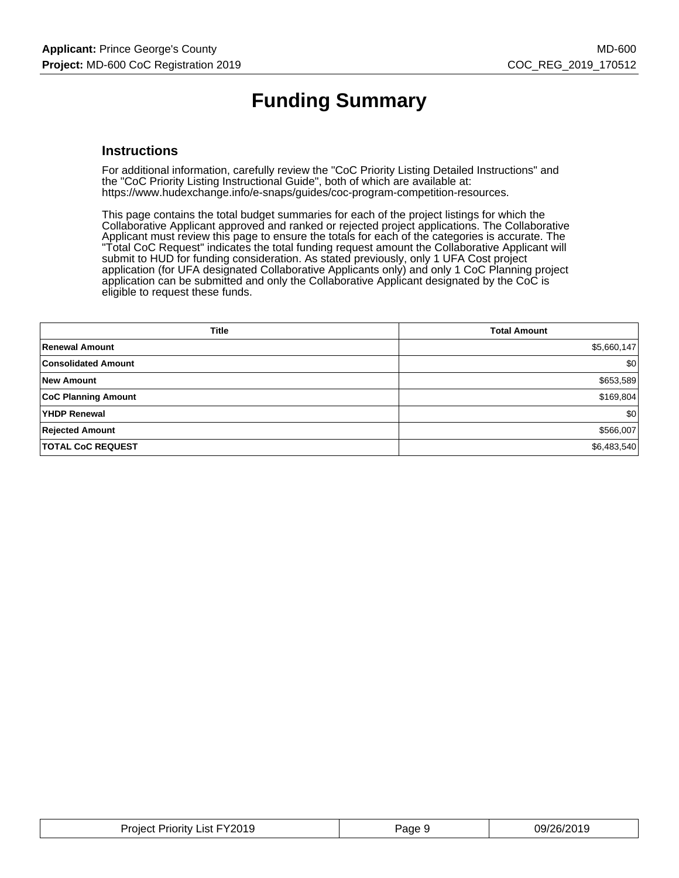# Funding Summary

## Instructions

For additional information, carefully review the "CoC Priority Listing Detailed Instructions" and the "CoC Priority Listing Instructional Guide", both of which are available at: https://www.hudexchange.info/e-snaps/guides/coc-program-competition-resources.

This page contains the total budget summaries for each of the project listings for which the Collaborative Applicant approved and ranked or rejected project applications. The Collaborative Applicant must review this page to ensure the totals for each of the categories is accurate. The "Total CoC Request" indicates the total funding request amount the Collaborative Applicant will submit to HUD for funding consideration. As stated previously, only 1 UFA Cost project application (for UFA designated Collaborative Applicants only) and only 1 CoC Planning project application can be submitted and only the Collaborative Applicant designated by the CoC is eligible to request these funds.

| Title | Total Amount |
|---|---|
| **Renewal Amount** | $5,660,147 |
| **Consolidated Amount** | $0 |
| **New Amount** | $653,589 |
| **CoC Planning Amount** | $169,804 |
| **YHDP Renewal** | $0 |
| **Rejected Amount** | $566,007 |
| **TOTAL CoC REQUEST** | $6,483,540 |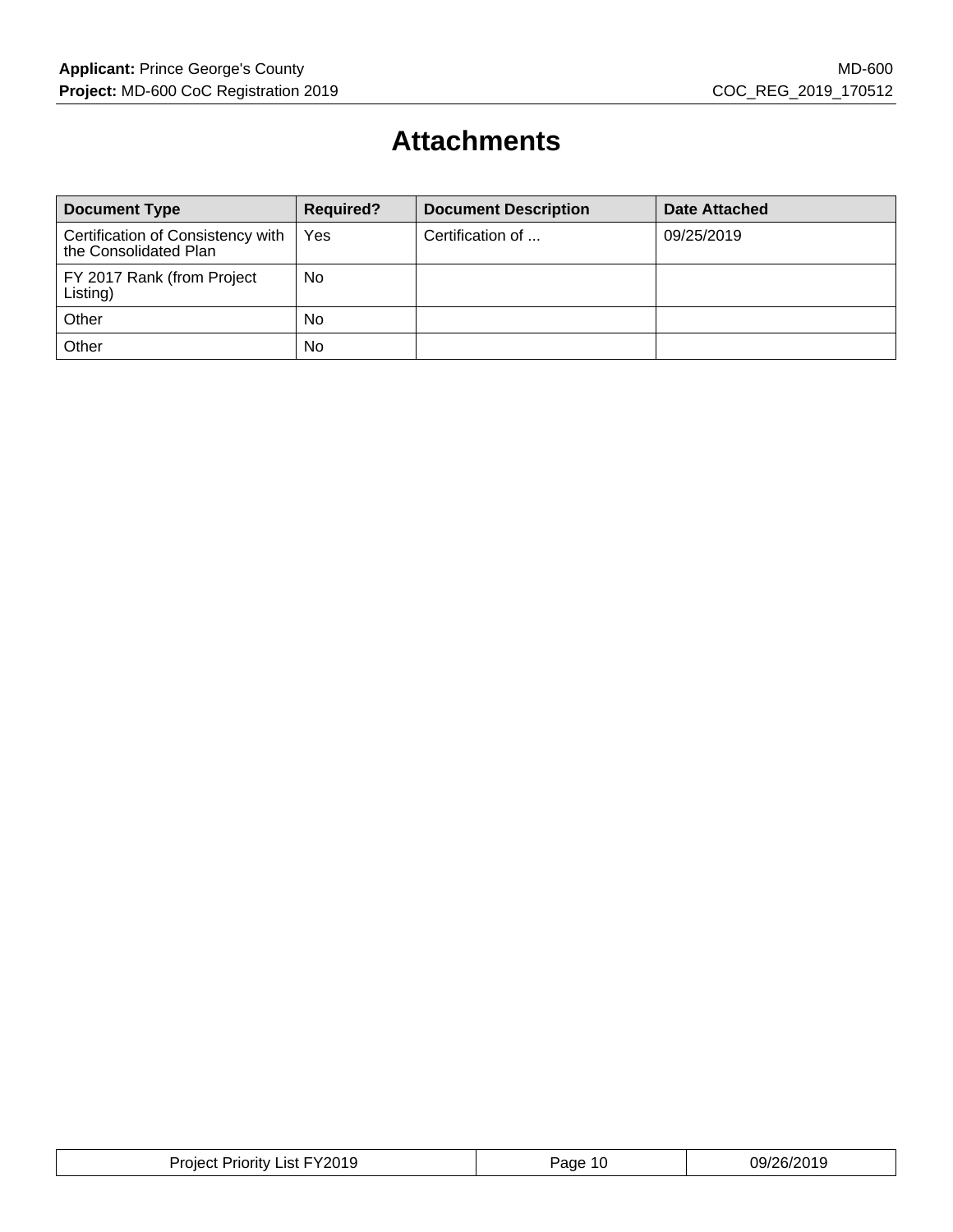# Attachments

| Document Type | Required? | Document Description | Date Attached |
|---|---|---|---|
| Certification of Consistency with the Consolidated Plan | Yes | Certification of ... | 09/25/2019 |
| FY 2017 Rank (from Project Listing) | No | | |
| Other | No | | |
| Other | No | | |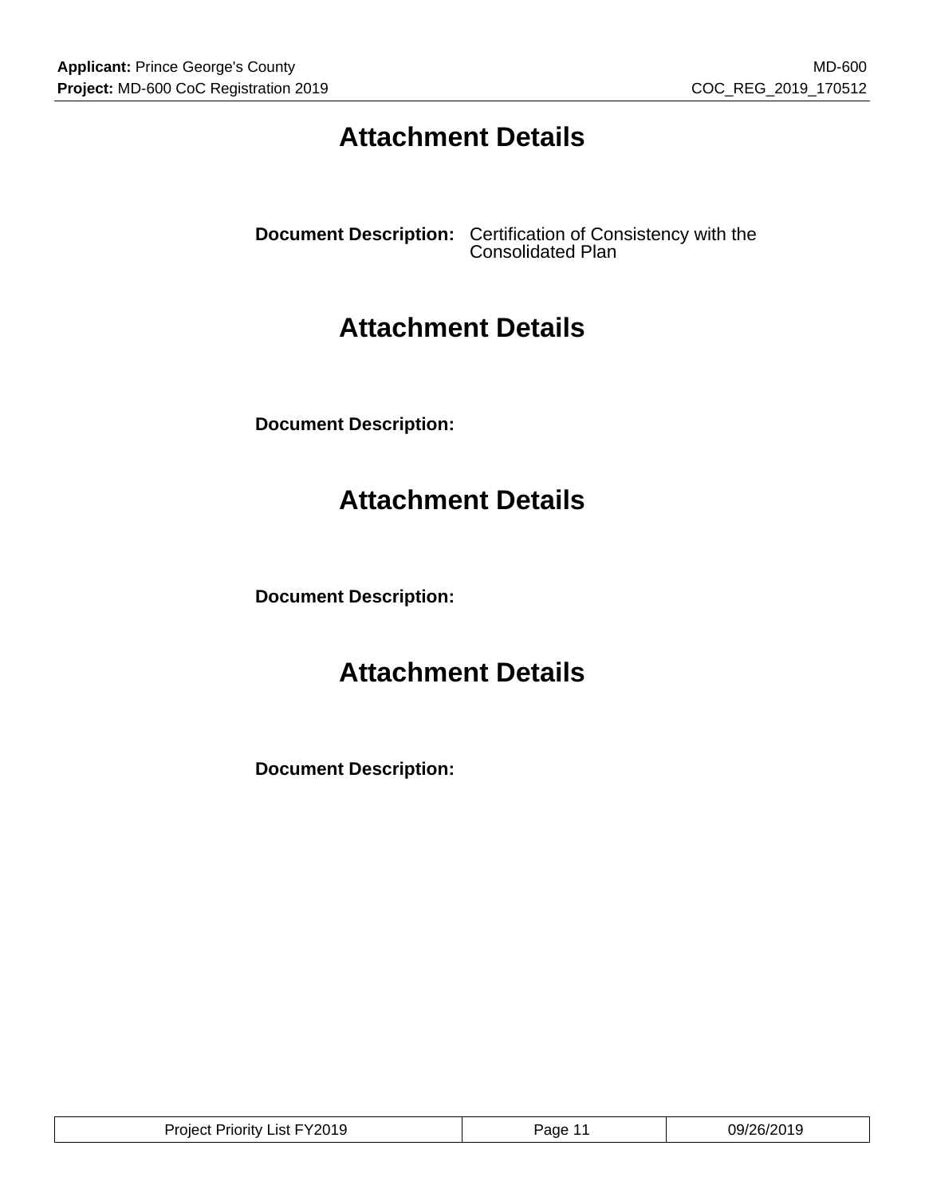# Attachment Details

**Document Description:** Certification of Consistency with the Consolidated Plan

# Attachment Details

**Document Description:**

# Attachment Details

**Document Description:**

# Attachment Details

**Document Description:**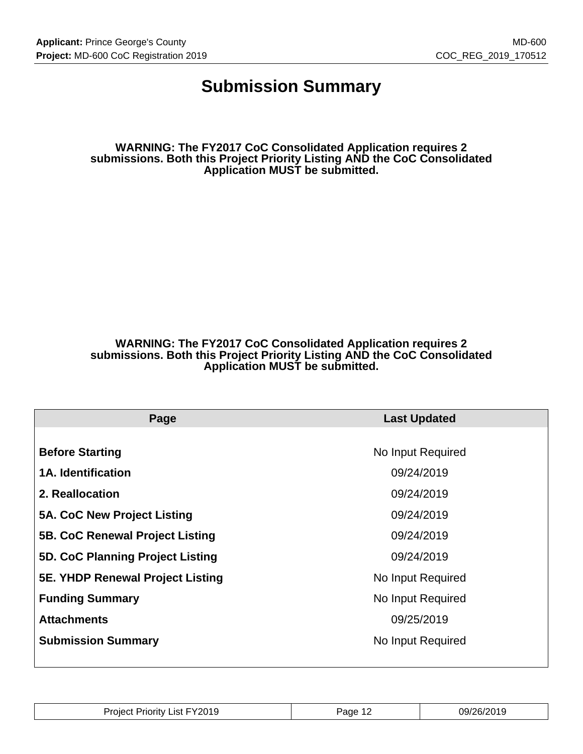# Submission Summary

**WARNING: The FY2017 CoC Consolidated Application requires 2 submissions. Both this Project Priority Listing AND the CoC Consolidated Application MUST be submitted.**

**WARNING: The FY2017 CoC Consolidated Application requires 2 submissions. Both this Project Priority Listing AND the CoC Consolidated Application MUST be submitted.**

| Page | Last Updated |
|---|---|
| **Before Starting** | No Input Required |
| **1A. Identification** | 09/24/2019 |
| **2. Reallocation** | 09/24/2019 |
| **5A. CoC New Project Listing** | 09/24/2019 |
| **5B. CoC Renewal Project Listing** | 09/24/2019 |
| **5D. CoC Planning Project Listing** | 09/24/2019 |
| **5E. YHDP Renewal Project Listing** | No Input Required |
| **Funding Summary** | No Input Required |
| **Attachments** | 09/25/2019 |
| **Submission Summary** | No Input Required |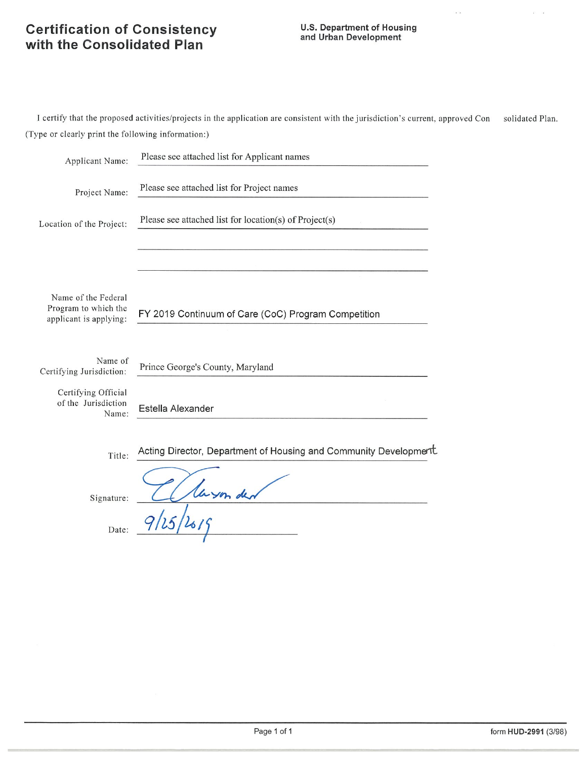# Certification of Consistency with the Consolidated Plan

**U.S. Department of Housing and Urban Development**

I certify that the proposed activities/projects in the application are consistent with the jurisdiction's current, approved Consolidated Plan.

(Type or clearly print the following information:)

Applicant Name: Please see attached list for Applicant names

Project Name: Please see attached list for Project names

Location of the Project: Please see attached list for location(s) of Project(s)

Name of the Federal Program to which the applicant is applying: FY 2019 Continuum of Care (CoC) Program Competition

Name of Certifying Jurisdiction: Prince George's County, Maryland

Certifying Official of the Jurisdiction Name: Estella Alexander

Title: Acting Director, Department of Housing and Community Development

Signature: E Alexander

Date: 9/25/2019

form **HUD-2991** (3/98)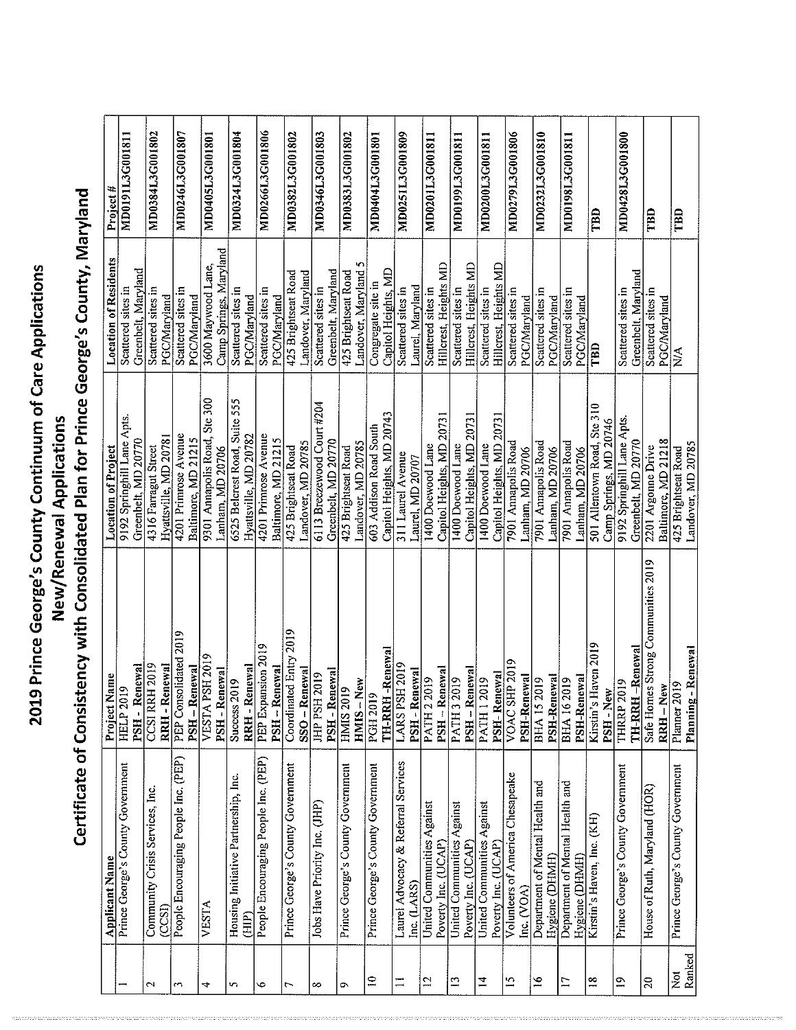# 2019 Prince George's County Continuum of Care Applications

## New/Renewal Applications

## Certificate of Consistency with Consolidated Plan for Prince George's County, Maryland

| | Applicant Name | Project Name | Location of Project | Location of Residents | Project # |
|---|---|---|---|---|---|
| 1 | Prince George's County Government | HELP 2019 **PSH - Renewal** | 9192 Springhill Lane Apts. Greenbelt, MD 20770 | Scattered sites in Greenbelt, Maryland | MD0191L3G001811 |
| 2 | Community Crisis Services, Inc. (CCSI) | CCSI RRH 2019 **RRH - Renewal** | 4316 Farragut Street Hyattsville, MD 20781 | Scattered sites in PGC/Maryland | MD0384L3G001802 |
| 3 | People Encouraging People Inc. (PEP) | PEP Consolidated 2019 **PSH – Renewal** | 4201 Primrose Avenue Baltimore, MD 21215 | Scattered sites in PGC/Maryland | MD0246L3G001807 |
| 4 | VESTA | VESTA PSH 2019 **PSH - Renewal** | 9301 Annapolis Road, Ste 300 Lanham, MD 20706 | 3600 Maywood Lane, Camp Springs, Maryland | MD0405L3G001801 |
| 5 | Housing Initiative Partnership, Inc. (HIP) | Success 2019 **RRH – Renewal** | 6525 Belcrest Road, Suite 555 Hyattsville, MD 20782 | Scattered sites in PGC/Maryland | MD0324L3G001804 |
| 6 | People Encouraging People Inc. (PEP) | PEP Expansion 2019 **PSH – Renewal** | 4201 Primrose Avenue Baltimore, MD 21215 | Scattered sites in PGC/Maryland | MD0266L3G001806 |
| 7 | Prince George's County Government | Coordinated Entry 2019 **SSO – Renewal** | 425 Brightseat Road Landover, MD 20785 | 425 Brightseat Road Landover, Maryland | MD0382L3G001802 |
| 8 | Jobs Have Priority Inc. (JHP) | JHP PSH 2019 **PSH - Renewal** | 6113 Breezewood Court #204 Greenbelt, MD 20770 | Scattered sites in Greenbelt, Maryland | MD0346L3G001803 |
| 9 | Prince George's County Government | HMIS 2019 **HMIS – New** | 425 Brightseat Road Landover, MD 20785 | 425 Brightseat Road Landover, Maryland 5 | MD0383L3G001802 |
| 10 | Prince George's County Government | PGH 2019 **TH-RRH -Renewal** | 603 Addison Road South Capitol Heights, MD 20743 | Congregate site in Capitol Heights, MD | MD0404L3G001801 |
| 11 | Laurel Advocacy & Referral Services Inc. (LARS) | LARS PSH 2019 **PSH - Renewal** | 311 Laurel Avenue Laurel, MD 20707 | Scattered sites in Laurel, Maryland | MD0251L3G001809 |
| 12 | United Communities Against Poverty Inc. (UCAP) | PATH 2 2019 **PSH – Renewal** | 1400 Doewood Lane Capitol Heights, MD 20731 | Scattered sites in Hillcrest, Heights MD | MD0201L3G001811 |
| 13 | United Communities Against Poverty Inc. (UCAP) | PATH 3 2019 **PSH – Renewal** | 1400 Doewood Lane Capitol Heights, MD 20731 | Scattered sites in Hillcrest, Heights MD | MD0199L3G001811 |
| 14 | United Communities Against Poverty Inc. (UCAP) | PATH 1 2019 **PSH- Renewal** | 1400 Doewood Lane Capitol Heights, MD 20731 | Scattered sites in Hillcrest, Heights MD | MD0200L3G001811 |
| 15 | Volunteers of America Chesapeake Inc. (VOA) | VOAC SHP 2019 **PSH-Renewal** | 7901 Annapolis Road Lanham, MD 20706 | Scattered sites in PGC/Maryland | MD0279L3G001806 |
| 16 | Department of Mental Health and Hygiene (DHMH) | BHA 15 2019 **PSH-Renewal** | 7901 Annapolis Road Lanham, MD 20706 | Scattered sites in PGC/Maryland | MD0232L3G001810 |
| 17 | Department of Mental Health and Hygiene (DHMH) | BHA 16 2019 **PSH-Renewal** | 7901 Annapolis Road Lanham, MD 20706 | Scattered sites in PGC/Maryland | MD0198L3G001811 |
| 18 | Kirstin's Haven, Inc. (KH) | Kirstin's Haven 2019 **PSH - New** | 501 Allentown Road, Ste 310 Camp Springs, MD 20746 | TBD | TBD |
| 19 | Prince George's County Government | THRRP 2019 **TH-RRH –Renewal** | 9192 Springhill Lane Apts. Greenbelt, MD 20770 | Scattered sites in Greenbelt, Maryland | MD0428L3G001800 |
| 20 | House of Ruth, Maryland (HOR) | Safe Homes Strong Communities 2019 **RRH – New** | 2201 Argonne Drive Baltimore, MD 21218 | Scattered sites in PGC/Maryland | TBD |
| Not Ranked | Prince George's County Government | Planner 2019 **Planning - Renewal** | 425 Brightseat Road Landover, MD 20785 | N/A | TBD |